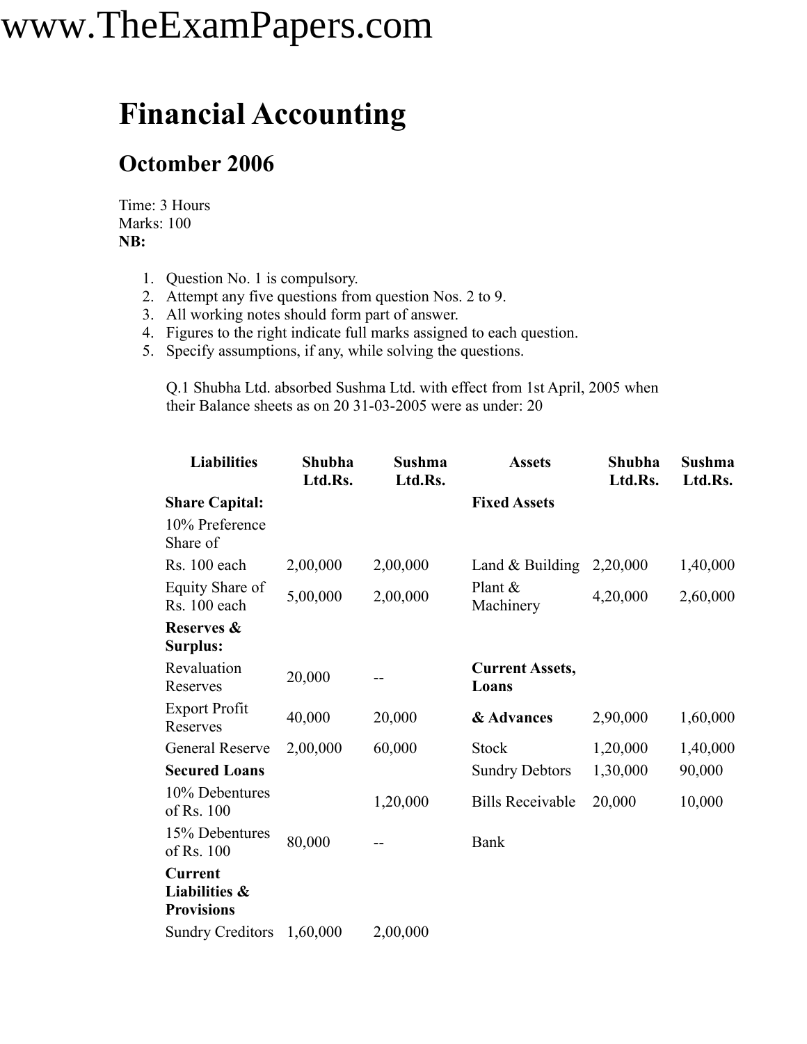www.TheExamPapers.com

# Financial Accounting

## Octomber 2006

Time: 3 Hours
Marks: 100
**NB:**

1. Question No. 1 is compulsory.
2. Attempt any five questions from question Nos. 2 to 9.
3. All working notes should form part of answer.
4. Figures to the right indicate full marks assigned to each question.
5. Specify assumptions, if any, while solving the questions.

Q.1 Shubha Ltd. absorbed Sushma Ltd. with effect from 1st April, 2005 when their Balance sheets as on 20 31-03-2005 were as under: 20

| Liabilities | Shubha Ltd.Rs. | Sushma Ltd.Rs. | Assets | Shubha Ltd.Rs. | Sushma Ltd.Rs. |
|---|---|---|---|---|---|
| **Share Capital:** | | | **Fixed Assets** | | |
| 10% Preference Share of | | | | | |
| Rs. 100 each | 2,00,000 | 2,00,000 | Land & Building | 2,20,000 | 1,40,000 |
| Equity Share of Rs. 100 each | 5,00,000 | 2,00,000 | Plant & Machinery | 4,20,000 | 2,60,000 |
| **Reserves & Surplus:** | | | | | |
| Revaluation Reserves | 20,000 | -- | **Current Assets, Loans** | | |
| Export Profit Reserves | 40,000 | 20,000 | **& Advances** | 2,90,000 | 1,60,000 |
| General Reserve | 2,00,000 | 60,000 | Stock | 1,20,000 | 1,40,000 |
| **Secured Loans** | | | Sundry Debtors | 1,30,000 | 90,000 |
| 10% Debentures of Rs. 100 | | 1,20,000 | Bills Receivable | 20,000 | 10,000 |
| 15% Debentures of Rs. 100 | 80,000 | -- | Bank | | |
| **Current Liabilities & Provisions** | | | | | |
| Sundry Creditors | 1,60,000 | 2,00,000 | | | |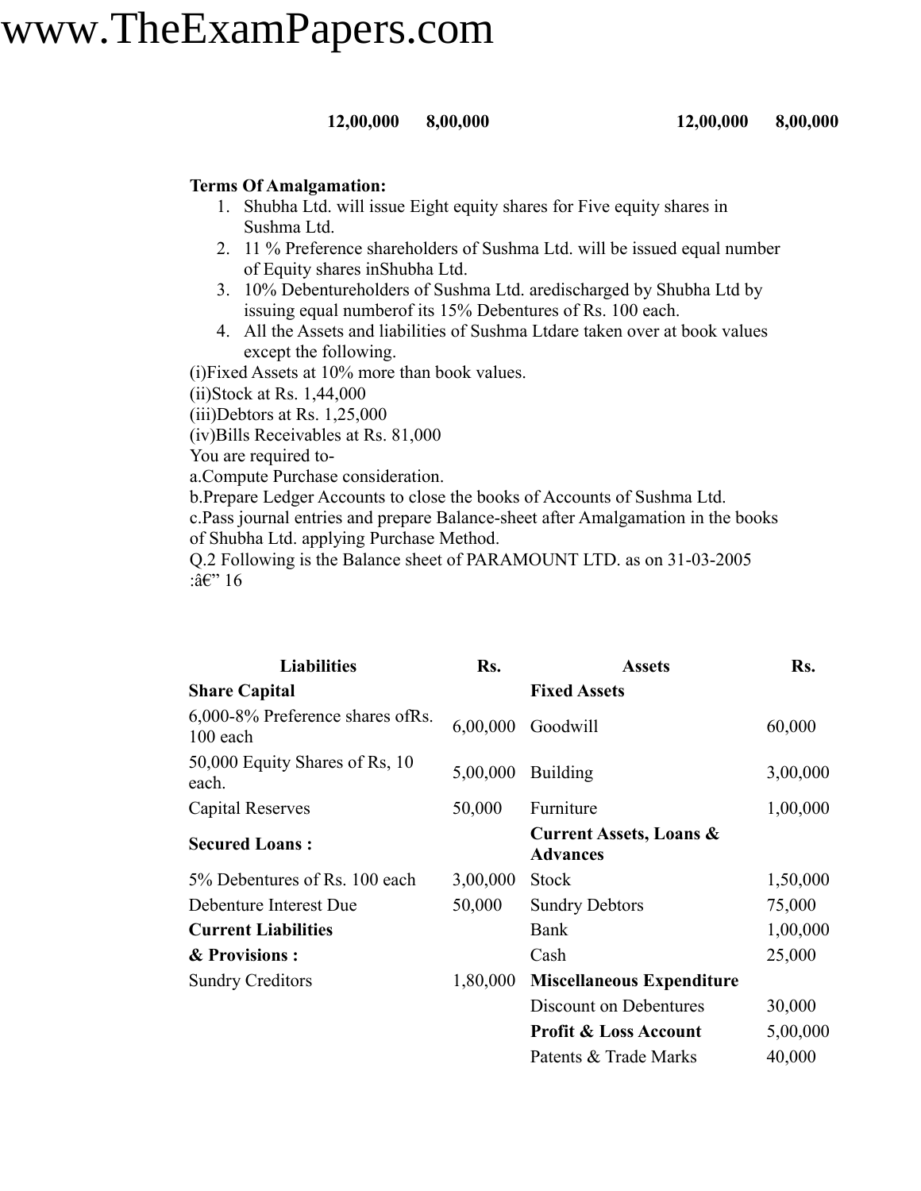| | | | | | |
|---|---|---|---|---|---|
| | 12,00,000 | 8,00,000 | | 12,00,000 | 8,00,000 |

**Terms Of Amalgamation:**

1. Shubha Ltd. will issue Eight equity shares for Five equity shares in Sushma Ltd.
2. 11 % Preference shareholders of Sushma Ltd. will be issued equal number of Equity shares inShubha Ltd.
3. 10% Debentureholders of Sushma Ltd. aredischarged by Shubha Ltd by issuing equal numberof its 15% Debentures of Rs. 100 each.
4. All the Assets and liabilities of Sushma Ltdare taken over at book values except the following.

(i)Fixed Assets at 10% more than book values.
(ii)Stock at Rs. 1,44,000
(iii)Debtors at Rs. 1,25,000
(iv)Bills Receivables at Rs. 81,000

You are required to-
a.Compute Purchase consideration.
b.Prepare Ledger Accounts to close the books of Accounts of Sushma Ltd.
c.Pass journal entries and prepare Balance-sheet after Amalgamation in the books of Shubha Ltd. applying Purchase Method.

Q.2 Following is the Balance sheet of PARAMOUNT LTD. as on 31-03-2005 :â€" 16

| Liabilities | Rs. | Assets | Rs. |
|---|---|---|---|
| **Share Capital** | | **Fixed Assets** | |
| 6,000-8% Preference shares ofRs. 100 each | 6,00,000 | Goodwill | 60,000 |
| 50,000 Equity Shares of Rs, 10 each. | 5,00,000 | Building | 3,00,000 |
| Capital Reserves | 50,000 | Furniture | 1,00,000 |
| **Secured Loans :** | | **Current Assets, Loans & Advances** | |
| 5% Debentures of Rs. 100 each | 3,00,000 | Stock | 1,50,000 |
| Debenture Interest Due | 50,000 | Sundry Debtors | 75,000 |
| **Current Liabilities** | | Bank | 1,00,000 |
| **& Provisions :** | | Cash | 25,000 |
| Sundry Creditors | 1,80,000 | **Miscellaneous Expenditure** | |
| | | Discount on Debentures | 30,000 |
| | | **Profit & Loss Account** | 5,00,000 |
| | | Patents & Trade Marks | 40,000 |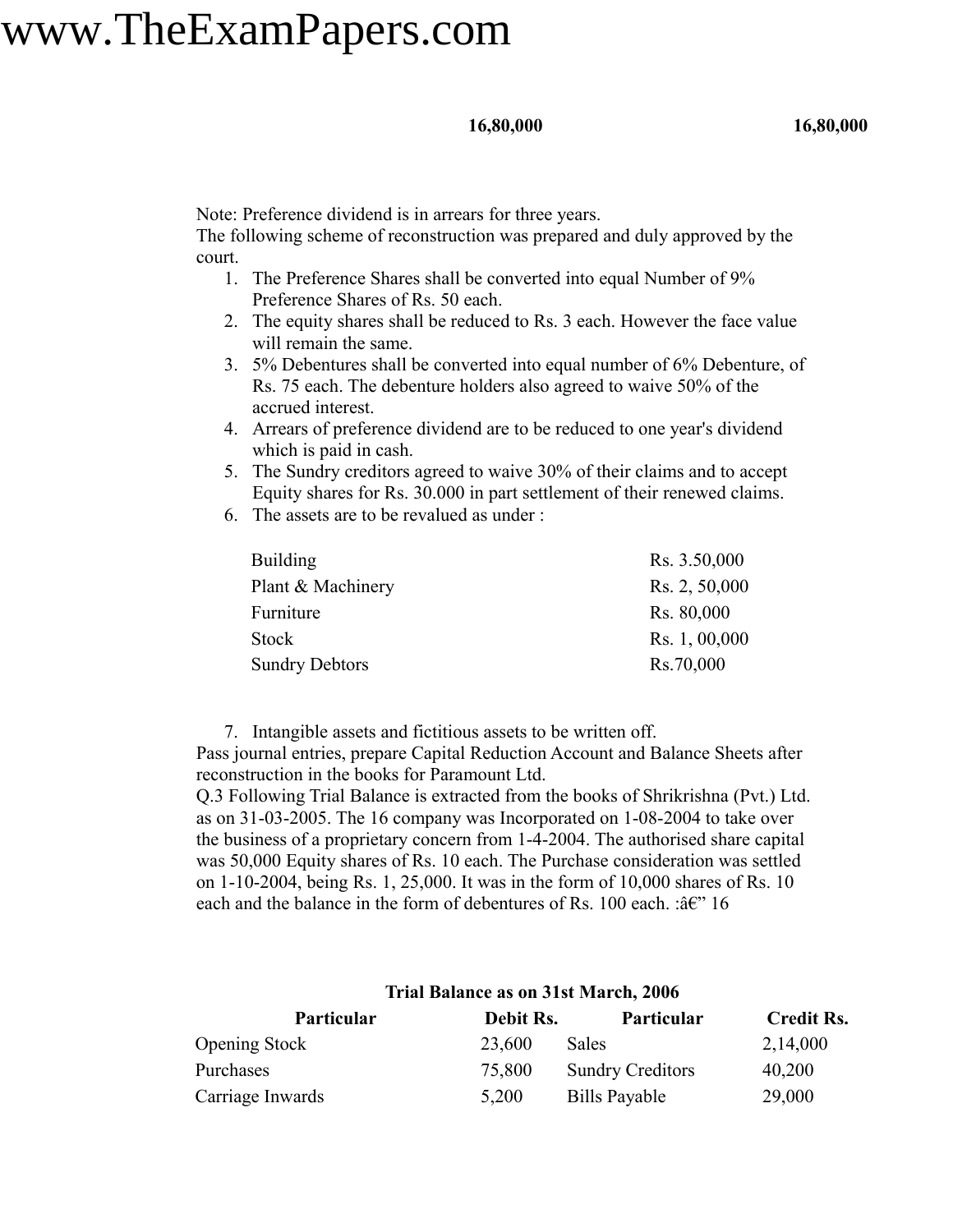| | | |
|---|---|---|
| | 16,80,000 | 16,80,000 |

Note: Preference dividend is in arrears for three years.
The following scheme of reconstruction was prepared and duly approved by the court.

1. The Preference Shares shall be converted into equal Number of 9% Preference Shares of Rs. 50 each.
2. The equity shares shall be reduced to Rs. 3 each. However the face value will remain the same.
3. 5% Debentures shall be converted into equal number of 6% Debenture, of Rs. 75 each. The debenture holders also agreed to waive 50% of the accrued interest.
4. Arrears of preference dividend are to be reduced to one year's dividend which is paid in cash.
5. The Sundry creditors agreed to waive 30% of their claims and to accept Equity shares for Rs. 30.000 in part settlement of their renewed claims.
6. The assets are to be revalued as under :

| | |
|---|---|
| Building | Rs. 3.50,000 |
| Plant & Machinery | Rs. 2, 50,000 |
| Furniture | Rs. 80,000 |
| Stock | Rs. 1, 00,000 |
| Sundry Debtors | Rs.70,000 |

7. Intangible assets and fictitious assets to be written off.

Pass journal entries, prepare Capital Reduction Account and Balance Sheets after reconstruction in the books for Paramount Ltd.

Q.3 Following Trial Balance is extracted from the books of Shrikrishna (Pvt.) Ltd. as on 31-03-2005. The 16 company was Incorporated on 1-08-2004 to take over the business of a proprietary concern from 1-4-2004. The authorised share capital was 50,000 Equity shares of Rs. 10 each. The Purchase consideration was settled on 1-10-2004, being Rs. 1, 25,000. It was in the form of 10,000 shares of Rs. 10 each and the balance in the form of debentures of Rs. 100 each. :â€" 16

**Trial Balance as on 31st March, 2006**

| Particular | Debit Rs. | Particular | Credit Rs. |
|---|---|---|---|
| Opening Stock | 23,600 | Sales | 2,14,000 |
| Purchases | 75,800 | Sundry Creditors | 40,200 |
| Carriage Inwards | 5,200 | Bills Payable | 29,000 |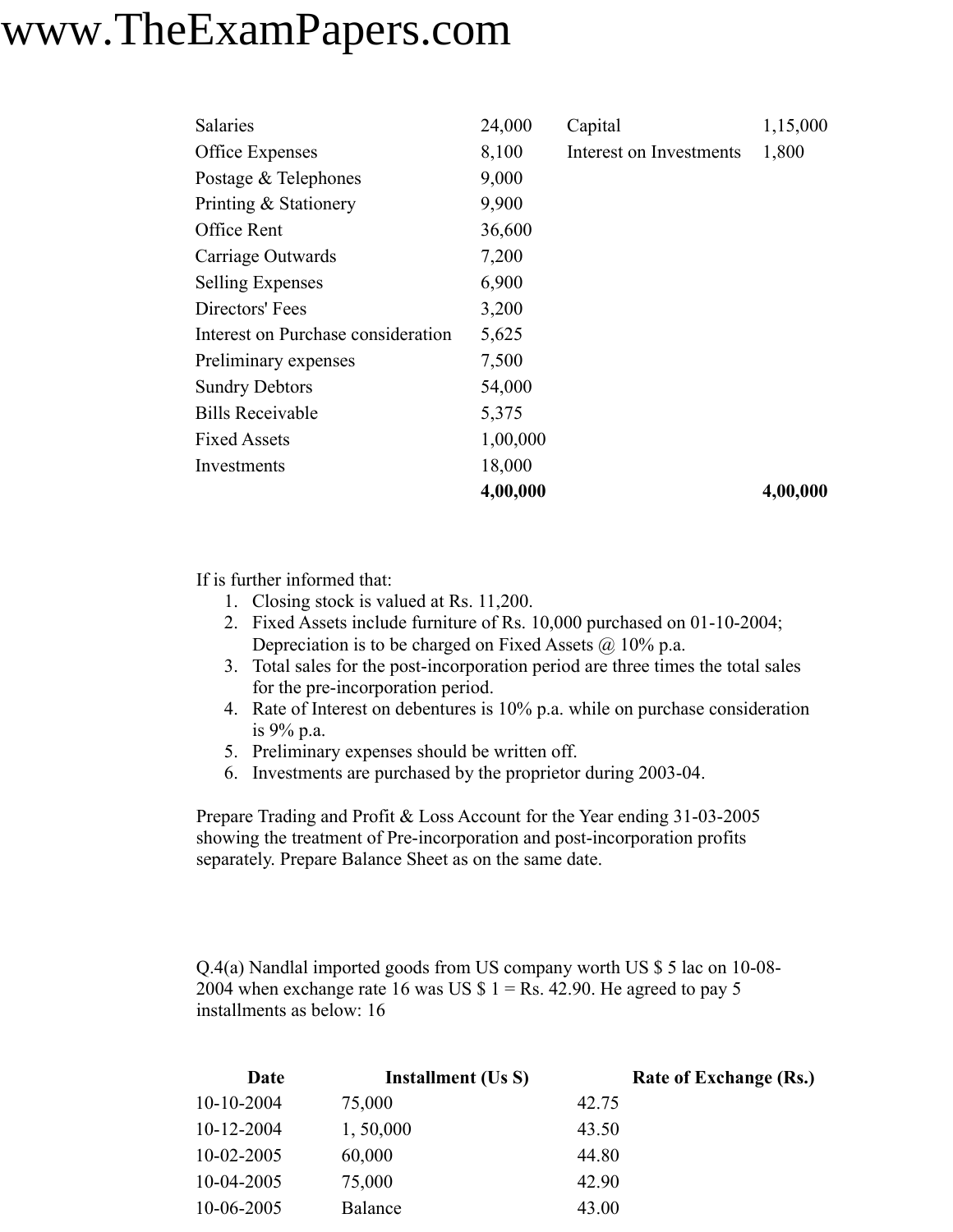| | | | |
|---|---|---|---|
| Salaries | 24,000 | Capital | 1,15,000 |
| Office Expenses | 8,100 | Interest on Investments | 1,800 |
| Postage & Telephones | 9,000 | | |
| Printing & Stationery | 9,900 | | |
| Office Rent | 36,600 | | |
| Carriage Outwards | 7,200 | | |
| Selling Expenses | 6,900 | | |
| Directors' Fees | 3,200 | | |
| Interest on Purchase consideration | 5,625 | | |
| Preliminary expenses | 7,500 | | |
| Sundry Debtors | 54,000 | | |
| Bills Receivable | 5,375 | | |
| Fixed Assets | 1,00,000 | | |
| Investments | 18,000 | | |
| | **4,00,000** | | **4,00,000** |

If is further informed that:

1. Closing stock is valued at Rs. 11,200.
2. Fixed Assets include furniture of Rs. 10,000 purchased on 01-10-2004; Depreciation is to be charged on Fixed Assets @ 10% p.a.
3. Total sales for the post-incorporation period are three times the total sales for the pre-incorporation period.
4. Rate of Interest on debentures is 10% p.a. while on purchase consideration is 9% p.a.
5. Preliminary expenses should be written off.
6. Investments are purchased by the proprietor during 2003-04.

Prepare Trading and Profit & Loss Account for the Year ending 31-03-2005 showing the treatment of Pre-incorporation and post-incorporation profits separately. Prepare Balance Sheet as on the same date.

Q.4(a) Nandlal imported goods from US company worth US $ 5 lac on 10-08-2004 when exchange rate 16 was US $ 1 = Rs. 42.90. He agreed to pay 5 installments as below: 16

| Date | Installment (Us S) | Rate of Exchange (Rs.) |
|---|---|---|
| 10-10-2004 | 75,000 | 42.75 |
| 10-12-2004 | 1, 50,000 | 43.50 |
| 10-02-2005 | 60,000 | 44.80 |
| 10-04-2005 | 75,000 | 42.90 |
| 10-06-2005 | Balance | 43.00 |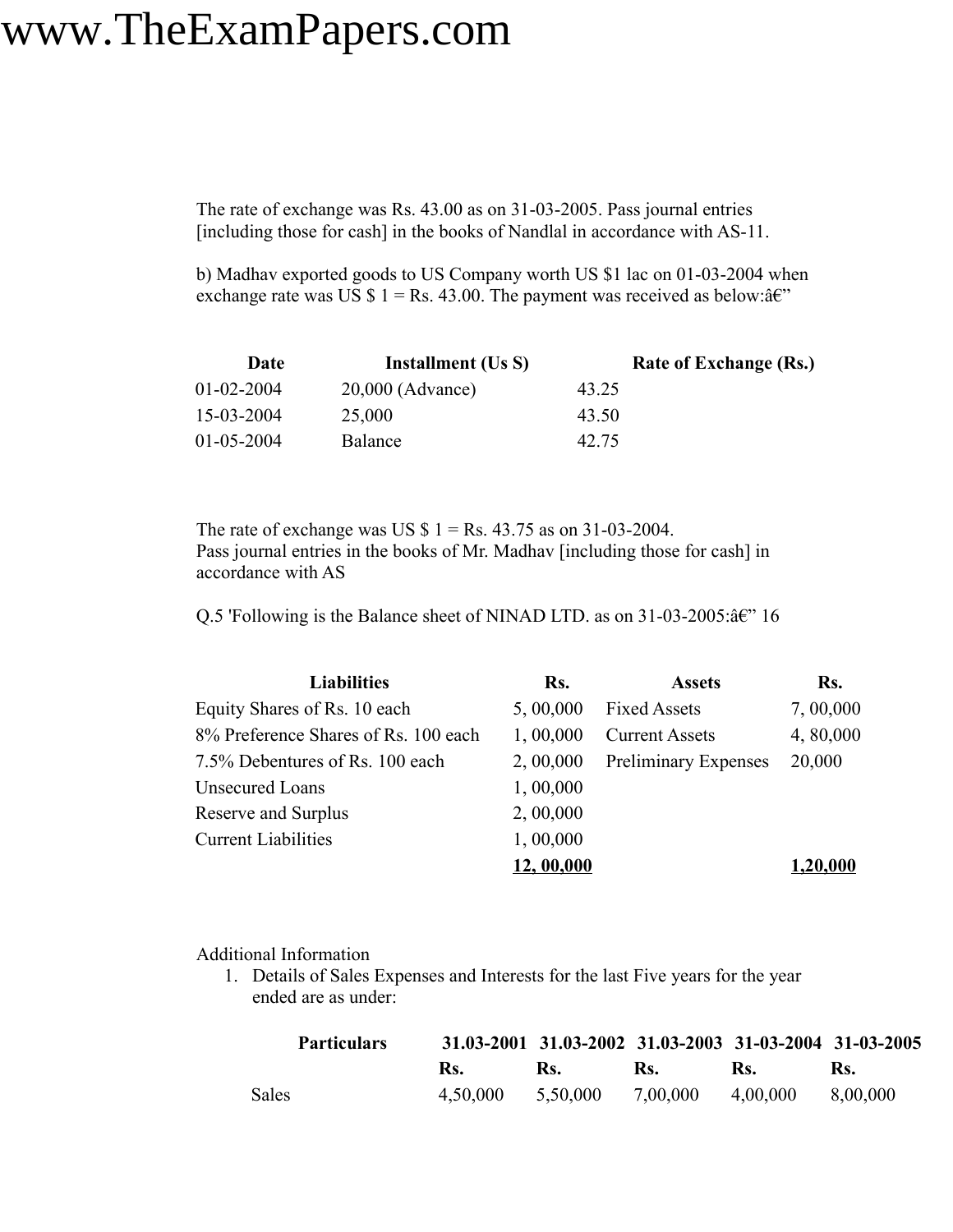The rate of exchange was Rs. 43.00 as on 31-03-2005. Pass journal entries [including those for cash] in the books of Nandlal in accordance with AS-11.

b) Madhav exported goods to US Company worth US $1 lac on 01-03-2004 when exchange rate was US $ 1 = Rs. 43.00. The payment was received as below:â€”

| Date | Installment (Us S) | Rate of Exchange (Rs.) |
|---|---|---|
| 01-02-2004 | 20,000 (Advance) | 43.25 |
| 15-03-2004 | 25,000 | 43.50 |
| 01-05-2004 | Balance | 42.75 |

The rate of exchange was US $ 1 = Rs. 43.75 as on 31-03-2004.
Pass journal entries in the books of Mr. Madhav [including those for cash] in accordance with AS

Q.5 'Following is the Balance sheet of NINAD LTD. as on 31-03-2005:â€” 16

| Liabilities | Rs. | Assets | Rs. |
|---|---|---|---|
| Equity Shares of Rs. 10 each | 5, 00,000 | Fixed Assets | 7, 00,000 |
| 8% Preference Shares of Rs. 100 each | 1, 00,000 | Current Assets | 4, 80,000 |
| 7.5% Debentures of Rs. 100 each | 2, 00,000 | Preliminary Expenses | 20,000 |
| Unsecured Loans | 1, 00,000 | | |
| Reserve and Surplus | 2, 00,000 | | |
| Current Liabilities | 1, 00,000 | | |
| | **12, 00,000** | | **1,20,000** |

Additional Information

1. Details of Sales Expenses and Interests for the last Five years for the year ended are as under:

| Particulars | 31.03-2001 | 31.03-2002 | 31.03-2003 | 31-03-2004 | 31-03-2005 |
|---|---|---|---|---|---|
| | Rs. | Rs. | Rs. | Rs. | Rs. |
| Sales | 4,50,000 | 5,50,000 | 7,00,000 | 4,00,000 | 8,00,000 |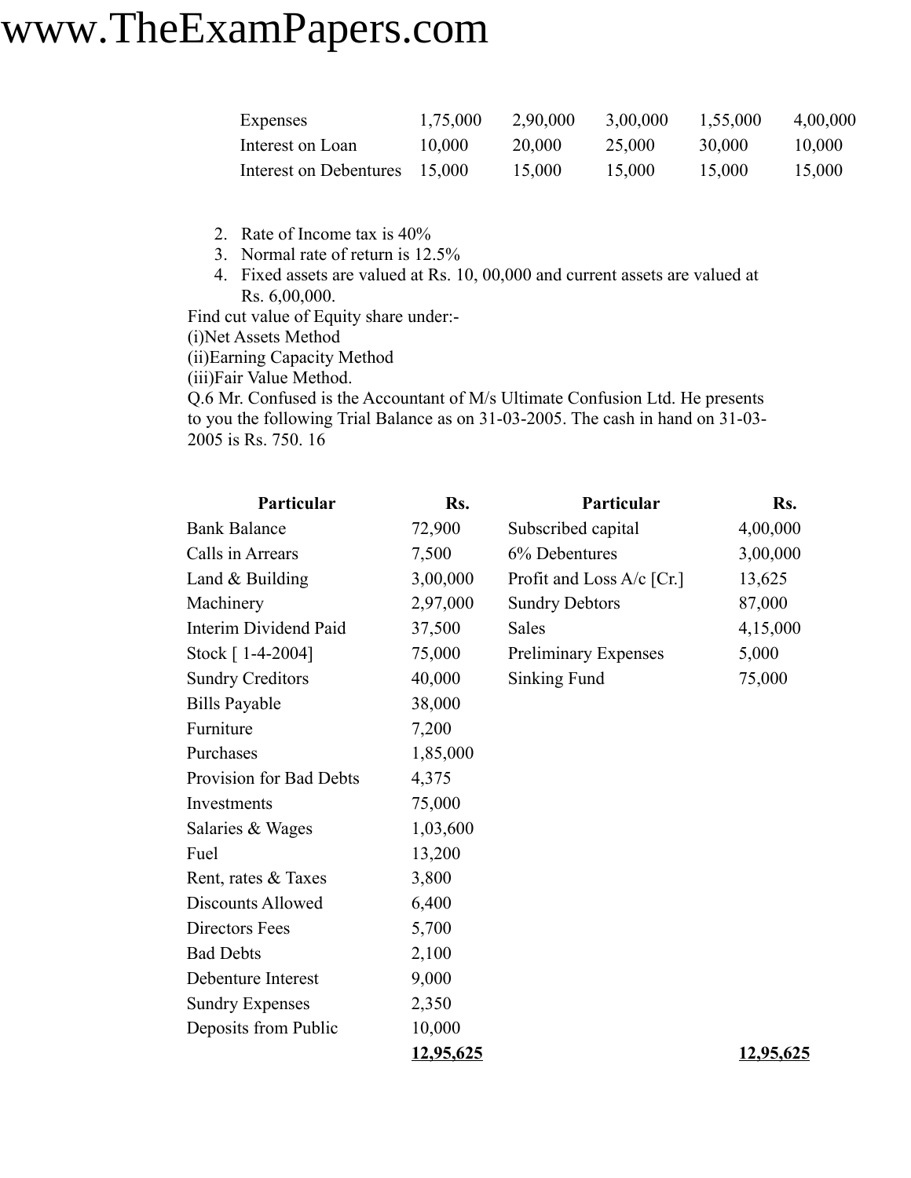| | | | | | |
|---|---|---|---|---|---|
| Expenses | 1,75,000 | 2,90,000 | 3,00,000 | 1,55,000 | 4,00,000 |
| Interest on Loan | 10,000 | 20,000 | 25,000 | 30,000 | 10,000 |
| Interest on Debentures | 15,000 | 15,000 | 15,000 | 15,000 | 15,000 |

2. Rate of Income tax is 40%
3. Normal rate of return is 12.5%
4. Fixed assets are valued at Rs. 10, 00,000 and current assets are valued at Rs. 6,00,000.

Find cut value of Equity share under:-
(i)Net Assets Method
(ii)Earning Capacity Method
(iii)Fair Value Method.

Q.6 Mr. Confused is the Accountant of M/s Ultimate Confusion Ltd. He presents to you the following Trial Balance as on 31-03-2005. The cash in hand on 31-03-2005 is Rs. 750. 16

| Particular | Rs. | Particular | Rs. |
|---|---|---|---|
| Bank Balance | 72,900 | Subscribed capital | 4,00,000 |
| Calls in Arrears | 7,500 | 6% Debentures | 3,00,000 |
| Land & Building | 3,00,000 | Profit and Loss A/c [Cr.] | 13,625 |
| Machinery | 2,97,000 | Sundry Debtors | 87,000 |
| Interim Dividend Paid | 37,500 | Sales | 4,15,000 |
| Stock [ 1-4-2004] | 75,000 | Preliminary Expenses | 5,000 |
| Sundry Creditors | 40,000 | Sinking Fund | 75,000 |
| Bills Payable | 38,000 | | |
| Furniture | 7,200 | | |
| Purchases | 1,85,000 | | |
| Provision for Bad Debts | 4,375 | | |
| Investments | 75,000 | | |
| Salaries & Wages | 1,03,600 | | |
| Fuel | 13,200 | | |
| Rent, rates & Taxes | 3,800 | | |
| Discounts Allowed | 6,400 | | |
| Directors Fees | 5,700 | | |
| Bad Debts | 2,100 | | |
| Debenture Interest | 9,000 | | |
| Sundry Expenses | 2,350 | | |
| Deposits from Public | 10,000 | | |
| | **12,95,625** | | **12,95,625** |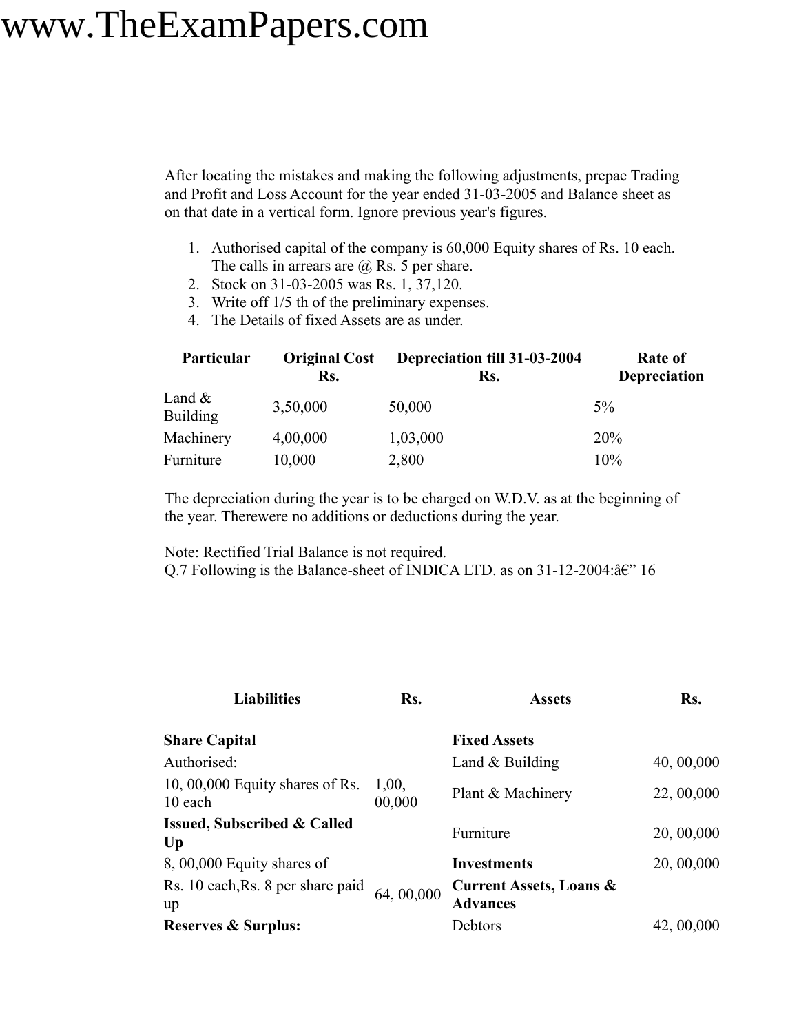After locating the mistakes and making the following adjustments, prepae Trading and Profit and Loss Account for the year ended 31-03-2005 and Balance sheet as on that date in a vertical form. Ignore previous year's figures.

1. Authorised capital of the company is 60,000 Equity shares of Rs. 10 each. The calls in arrears are @ Rs. 5 per share.
2. Stock on 31-03-2005 was Rs. 1, 37,120.
3. Write off 1/5 th of the preliminary expenses.
4. The Details of fixed Assets are as under.

| Particular | Original Cost Rs. | Depreciation till 31-03-2004 Rs. | Rate of Depreciation |
|---|---|---|---|
| Land & Building | 3,50,000 | 50,000 | 5% |
| Machinery | 4,00,000 | 1,03,000 | 20% |
| Furniture | 10,000 | 2,800 | 10% |

The depreciation during the year is to be charged on W.D.V. as at the beginning of the year. Therewere no additions or deductions during the year.

Note: Rectified Trial Balance is not required.

Q.7 Following is the Balance-sheet of INDICA LTD. as on 31-12-2004:â€" 16

| Liabilities | Rs. | Assets | Rs. |
|---|---|---|---|
| **Share Capital** | | **Fixed Assets** | |
| Authorised: | | Land & Building | 40, 00,000 |
| 10, 00,000 Equity shares of Rs. 10 each | 1,00, 00,000 | Plant & Machinery | 22, 00,000 |
| **Issued, Subscribed & Called Up** | | Furniture | 20, 00,000 |
| 8, 00,000 Equity shares of | | **Investments** | 20, 00,000 |
| Rs. 10 each,Rs. 8 per share paid up | 64, 00,000 | **Current Assets, Loans & Advances** | |
| **Reserves & Surplus:** | | Debtors | 42, 00,000 |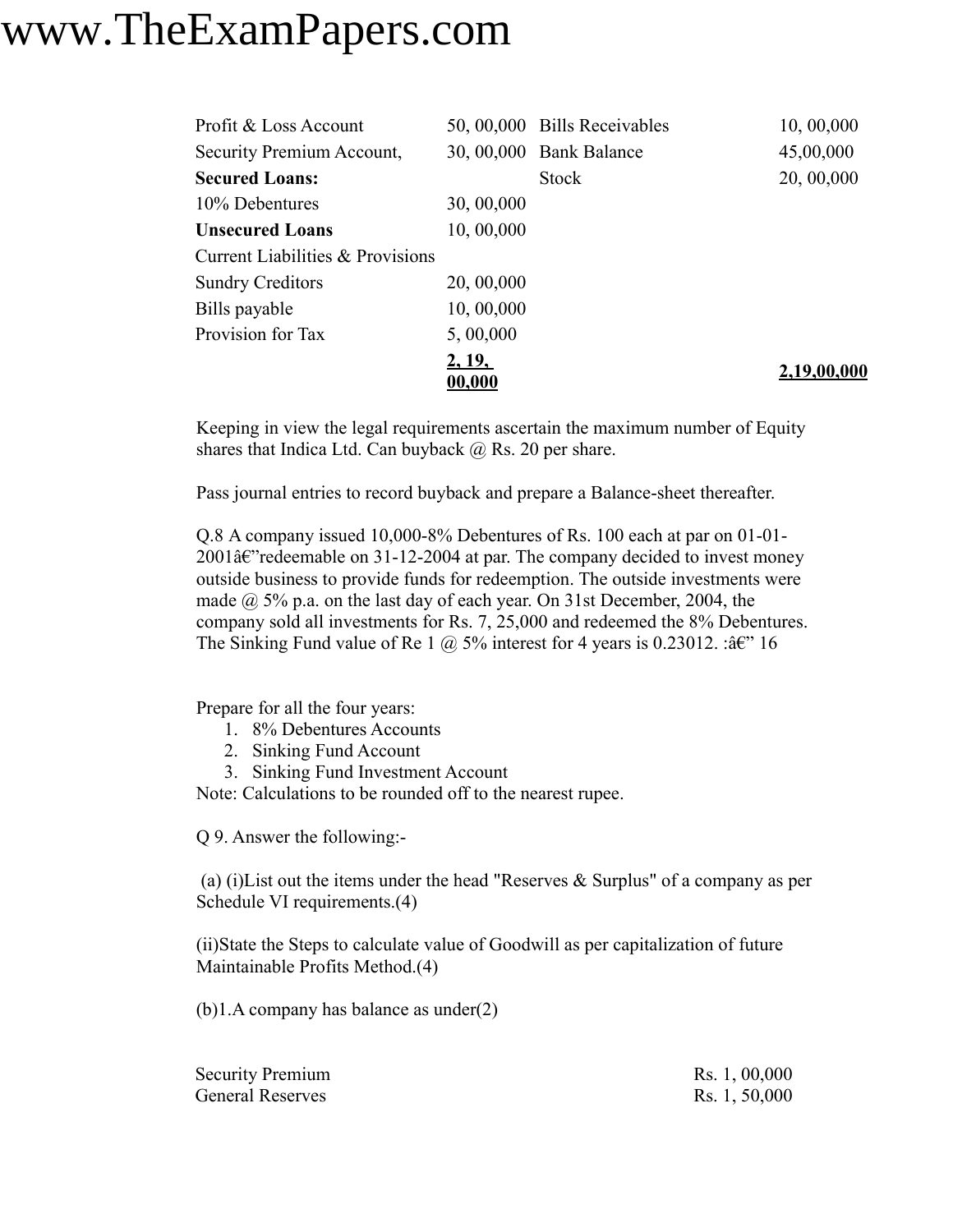| | | | |
|---|---|---|---|
| Profit & Loss Account | 50, 00,000 | Bills Receivables | 10, 00,000 |
| Security Premium Account, | 30, 00,000 | Bank Balance | 45,00,000 |
| **Secured Loans:** | | Stock | 20, 00,000 |
| 10% Debentures | 30, 00,000 | | |
| **Unsecured Loans** | 10, 00,000 | | |
| Current Liabilities & Provisions | | | |
| Sundry Creditors | 20, 00,000 | | |
| Bills payable | 10, 00,000 | | |
| Provision for Tax | 5, 00,000 | | |
| | **2, 19, 00,000** | | **2,19,00,000** |

Keeping in view the legal requirements ascertain the maximum number of Equity shares that Indica Ltd. Can buyback @ Rs. 20 per share.

Pass journal entries to record buyback and prepare a Balance-sheet thereafter.

Q.8 A company issued 10,000-8% Debentures of Rs. 100 each at par on 01-01-2001â€"redeemable on 31-12-2004 at par. The company decided to invest money outside business to provide funds for redemption. The outside investments were made @ 5% p.a. on the last day of each year. On 31st December, 2004, the company sold all investments for Rs. 7, 25,000 and redeemed the 8% Debentures. The Sinking Fund value of Re 1 @ 5% interest for 4 years is 0.23012. :â€" 16

Prepare for all the four years:

1. 8% Debentures Accounts
2. Sinking Fund Account
3. Sinking Fund Investment Account

Note: Calculations to be rounded off to the nearest rupee.

Q 9. Answer the following:-

(a) (i)List out the items under the head "Reserves & Surplus" of a company as per Schedule VI requirements.(4)

(ii)State the Steps to calculate value of Goodwill as per capitalization of future Maintainable Profits Method.(4)

(b)1.A company has balance as under(2)

| | |
|---|---|
| Security Premium | Rs. 1, 00,000 |
| General Reserves | Rs. 1, 50,000 |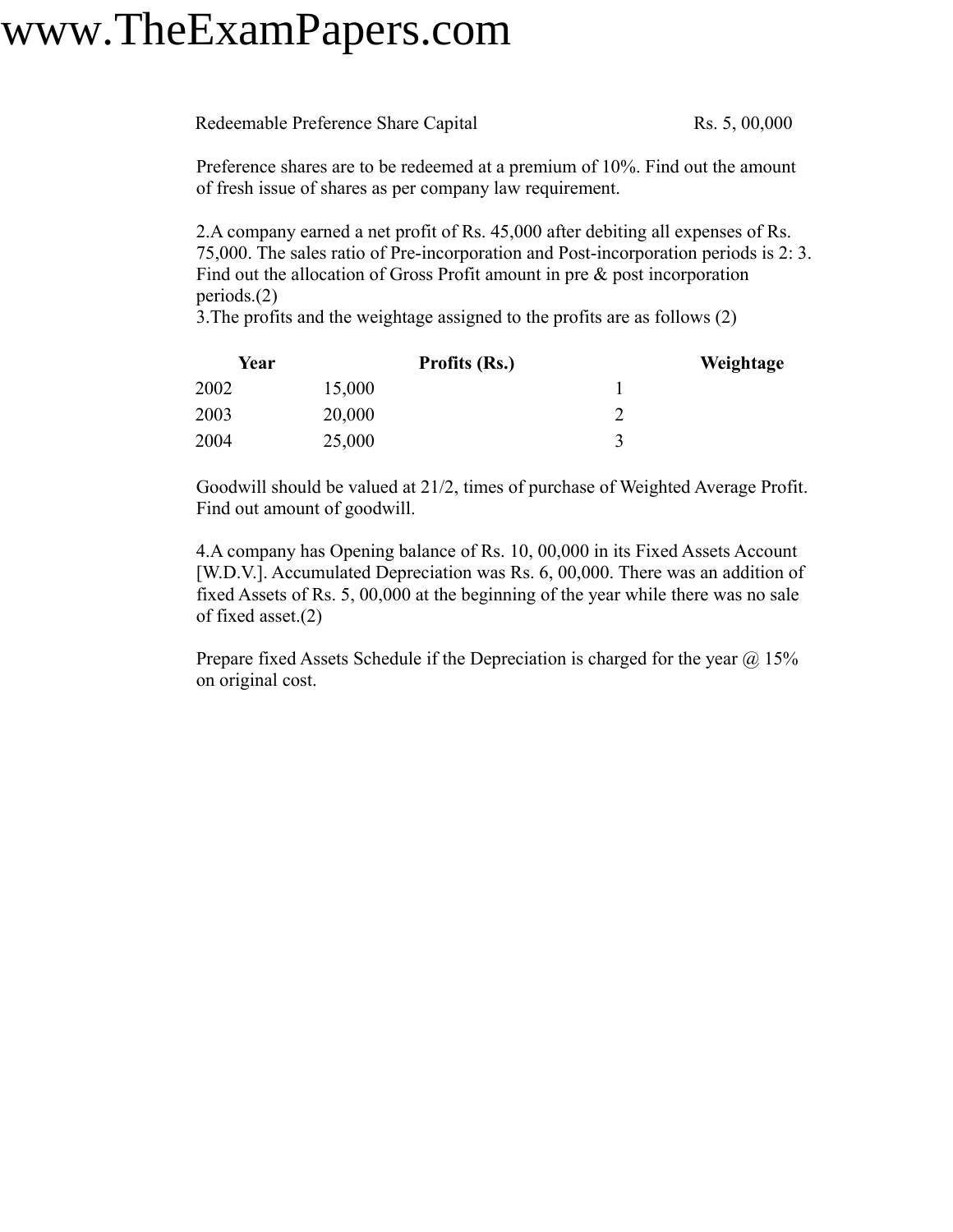Redeemable Preference Share Capital Rs. 5, 00,000

Preference shares are to be redeemed at a premium of 10%. Find out the amount of fresh issue of shares as per company law requirement.

2.A company earned a net profit of Rs. 45,000 after debiting all expenses of Rs. 75,000. The sales ratio of Pre-incorporation and Post-incorporation periods is 2: 3. Find out the allocation of Gross Profit amount in pre & post incorporation periods.(2)

3.The profits and the weightage assigned to the profits are as follows (2)

| Year | Profits (Rs.) | Weightage |
|---|---|---|
| 2002 | 15,000 | 1 |
| 2003 | 20,000 | 2 |
| 2004 | 25,000 | 3 |

Goodwill should be valued at 21/2, times of purchase of Weighted Average Profit. Find out amount of goodwill.

4.A company has Opening balance of Rs. 10, 00,000 in its Fixed Assets Account [W.D.V.]. Accumulated Depreciation was Rs. 6, 00,000. There was an addition of fixed Assets of Rs. 5, 00,000 at the beginning of the year while there was no sale of fixed asset.(2)

Prepare fixed Assets Schedule if the Depreciation is charged for the year @ 15% on original cost.